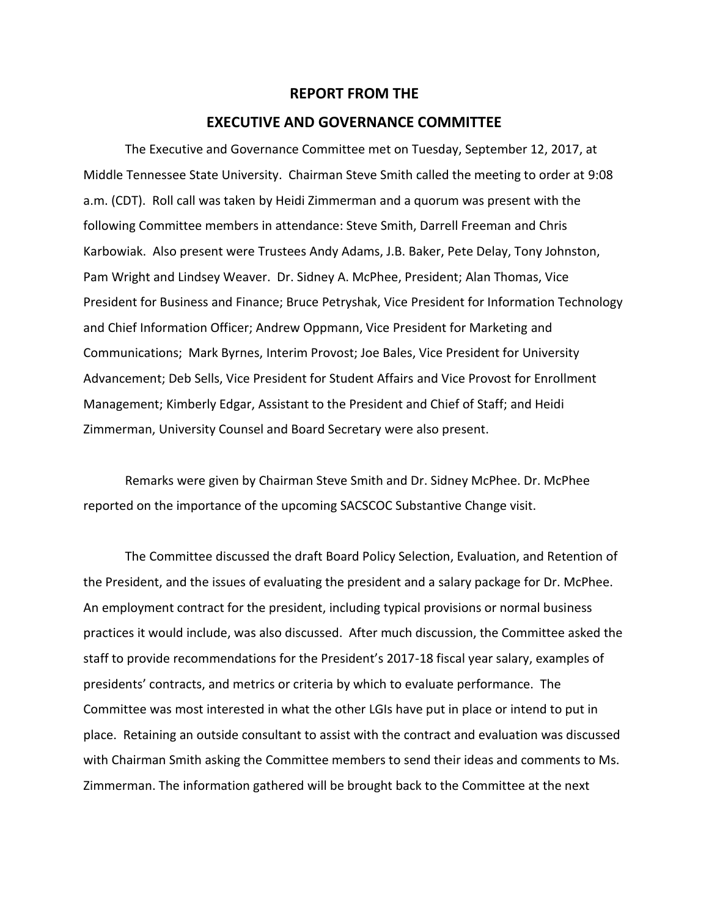# REPORT FROM THE
# EXECUTIVE AND GOVERNANCE COMMITTEE

The Executive and Governance Committee met on Tuesday, September 12, 2017, at Middle Tennessee State University. Chairman Steve Smith called the meeting to order at 9:08 a.m. (CDT). Roll call was taken by Heidi Zimmerman and a quorum was present with the following Committee members in attendance: Steve Smith, Darrell Freeman and Chris Karbowiak. Also present were Trustees Andy Adams, J.B. Baker, Pete Delay, Tony Johnston, Pam Wright and Lindsey Weaver. Dr. Sidney A. McPhee, President; Alan Thomas, Vice President for Business and Finance; Bruce Petryshak, Vice President for Information Technology and Chief Information Officer; Andrew Oppmann, Vice President for Marketing and Communications; Mark Byrnes, Interim Provost; Joe Bales, Vice President for University Advancement; Deb Sells, Vice President for Student Affairs and Vice Provost for Enrollment Management; Kimberly Edgar, Assistant to the President and Chief of Staff; and Heidi Zimmerman, University Counsel and Board Secretary were also present.

Remarks were given by Chairman Steve Smith and Dr. Sidney McPhee. Dr. McPhee reported on the importance of the upcoming SACSCOC Substantive Change visit.

The Committee discussed the draft Board Policy Selection, Evaluation, and Retention of the President, and the issues of evaluating the president and a salary package for Dr. McPhee. An employment contract for the president, including typical provisions or normal business practices it would include, was also discussed. After much discussion, the Committee asked the staff to provide recommendations for the President's 2017-18 fiscal year salary, examples of presidents' contracts, and metrics or criteria by which to evaluate performance. The Committee was most interested in what the other LGIs have put in place or intend to put in place. Retaining an outside consultant to assist with the contract and evaluation was discussed with Chairman Smith asking the Committee members to send their ideas and comments to Ms. Zimmerman. The information gathered will be brought back to the Committee at the next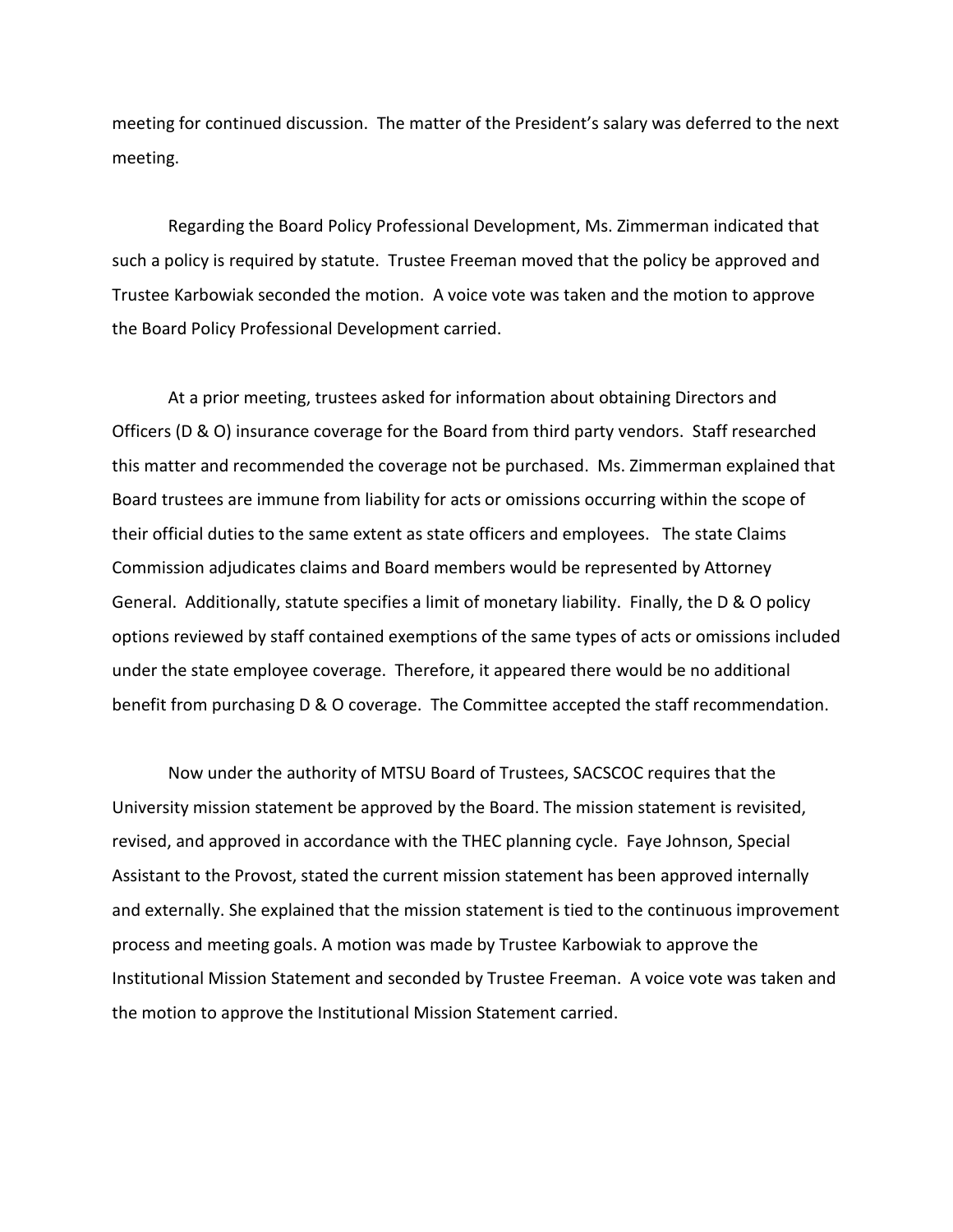meeting for continued discussion. The matter of the President's salary was deferred to the next meeting.

Regarding the Board Policy Professional Development, Ms. Zimmerman indicated that such a policy is required by statute. Trustee Freeman moved that the policy be approved and Trustee Karbowiak seconded the motion. A voice vote was taken and the motion to approve the Board Policy Professional Development carried.

At a prior meeting, trustees asked for information about obtaining Directors and Officers (D & O) insurance coverage for the Board from third party vendors. Staff researched this matter and recommended the coverage not be purchased. Ms. Zimmerman explained that Board trustees are immune from liability for acts or omissions occurring within the scope of their official duties to the same extent as state officers and employees. The state Claims Commission adjudicates claims and Board members would be represented by Attorney General. Additionally, statute specifies a limit of monetary liability. Finally, the D & O policy options reviewed by staff contained exemptions of the same types of acts or omissions included under the state employee coverage. Therefore, it appeared there would be no additional benefit from purchasing D & O coverage. The Committee accepted the staff recommendation.

Now under the authority of MTSU Board of Trustees, SACSCOC requires that the University mission statement be approved by the Board. The mission statement is revisited, revised, and approved in accordance with the THEC planning cycle. Faye Johnson, Special Assistant to the Provost, stated the current mission statement has been approved internally and externally. She explained that the mission statement is tied to the continuous improvement process and meeting goals. A motion was made by Trustee Karbowiak to approve the Institutional Mission Statement and seconded by Trustee Freeman. A voice vote was taken and the motion to approve the Institutional Mission Statement carried.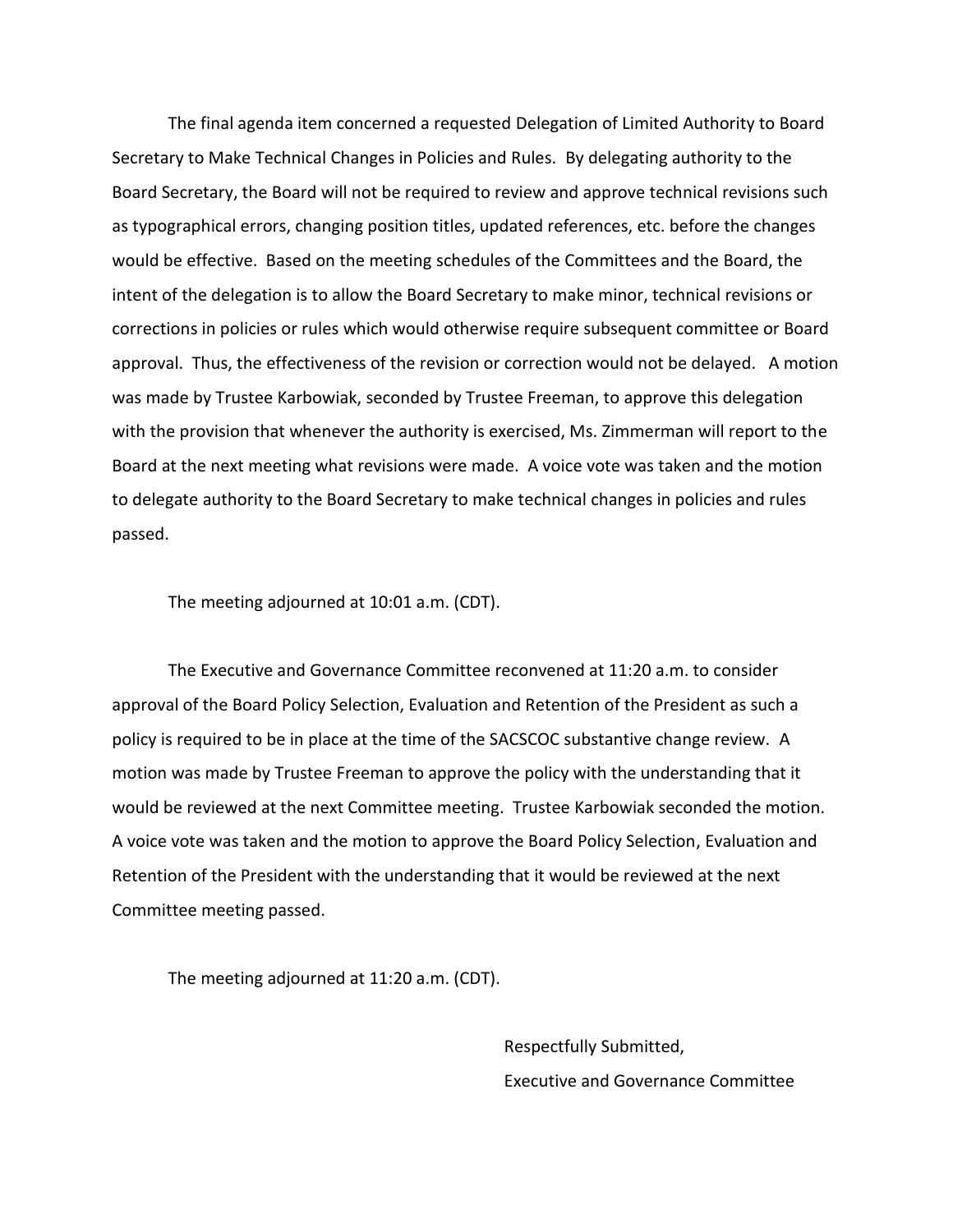The final agenda item concerned a requested Delegation of Limited Authority to Board Secretary to Make Technical Changes in Policies and Rules. By delegating authority to the Board Secretary, the Board will not be required to review and approve technical revisions such as typographical errors, changing position titles, updated references, etc. before the changes would be effective. Based on the meeting schedules of the Committees and the Board, the intent of the delegation is to allow the Board Secretary to make minor, technical revisions or corrections in policies or rules which would otherwise require subsequent committee or Board approval. Thus, the effectiveness of the revision or correction would not be delayed. A motion was made by Trustee Karbowiak, seconded by Trustee Freeman, to approve this delegation with the provision that whenever the authority is exercised, Ms. Zimmerman will report to the Board at the next meeting what revisions were made. A voice vote was taken and the motion to delegate authority to the Board Secretary to make technical changes in policies and rules passed.

The meeting adjourned at 10:01 a.m. (CDT).

The Executive and Governance Committee reconvened at 11:20 a.m. to consider approval of the Board Policy Selection, Evaluation and Retention of the President as such a policy is required to be in place at the time of the SACSCOC substantive change review. A motion was made by Trustee Freeman to approve the policy with the understanding that it would be reviewed at the next Committee meeting. Trustee Karbowiak seconded the motion. A voice vote was taken and the motion to approve the Board Policy Selection, Evaluation and Retention of the President with the understanding that it would be reviewed at the next Committee meeting passed.

The meeting adjourned at 11:20 a.m. (CDT).

Respectfully Submitted,
Executive and Governance Committee